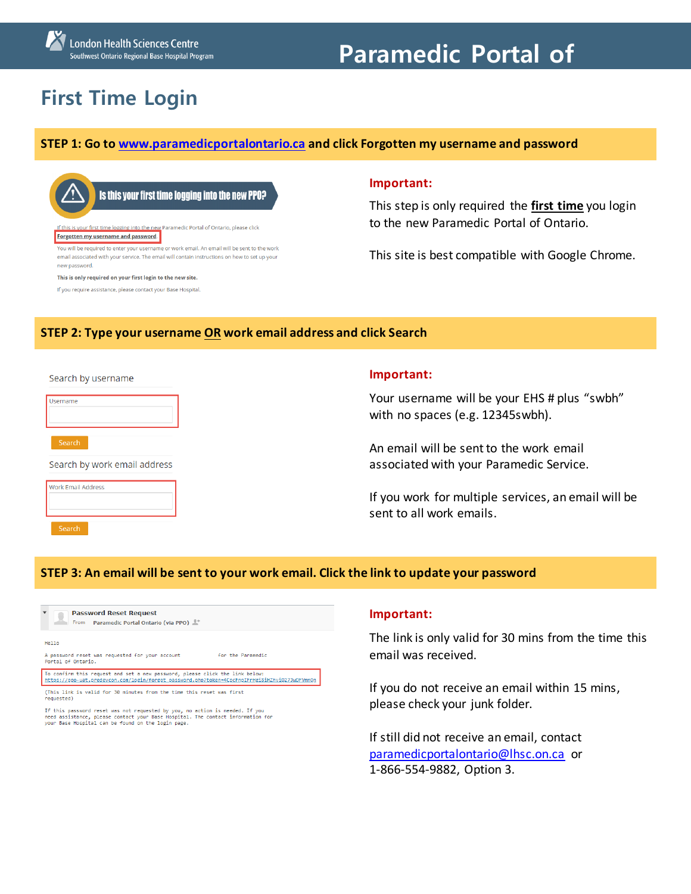London Health Sciences Centre
Southwest Ontario Regional Base Hospital Program

# Paramedic Portal of

## First Time Login

### STEP 1: Go to www.paramedicportalontario.ca and click Forgotten my username and password

**Is this your first time logging into the new PPO?**

If this is your first time logging into the new Paramedic Portal of Ontario, please click **Forgotten my username and password**.

You will be required to enter your username or work email. An email will be sent to the work email associated with your service. The email will contain instructions on how to set up your new password.

**This is only required on your first login to the new site.**

If you require assistance, please contact your Base Hospital.

**Important:**

This step is only required the **first time** you login to the new Paramedic Portal of Ontario.

This site is best compatible with Google Chrome.

### STEP 2: Type your username OR work email address and click Search

Search by username

Username

Search

Search by work email address

Work Email Address

Search

**Important:**

Your username will be your EHS # plus "swbh" with no spaces (e.g. 12345swbh).

An email will be sent to the work email associated with your Paramedic Service.

If you work for multiple services, an email will be sent to all work emails.

### STEP 3: An email will be sent to your work email. Click the link to update your password

Password Reset Request
From Paramedic Portal Ontario (via PPO)

Hello

A password reset was requested for your account for the Paramedic Portal of Ontario.

To confirm this request and set a new password, please click the link below:
https://ppo-uat.predevcon.com/login/forgot_password.php?token=4CpcFnqIFrHg18iHZnvi0273wQFVmn0n

(This link is valid for 30 minutes from the time this reset was first requested)

If this password reset was not requested by you, no action is needed. If you need assistance, please contact your Base Hospital. The contact information for your Base Hospital can be found on the login page.

**Important:**

The link is only valid for 30 mins from the time this email was received.

If you do not receive an email within 15 mins, please check your junk folder.

If still did not receive an email, contact paramedicportalontario@lhsc.on.ca or 1-866-554-9882, Option 3.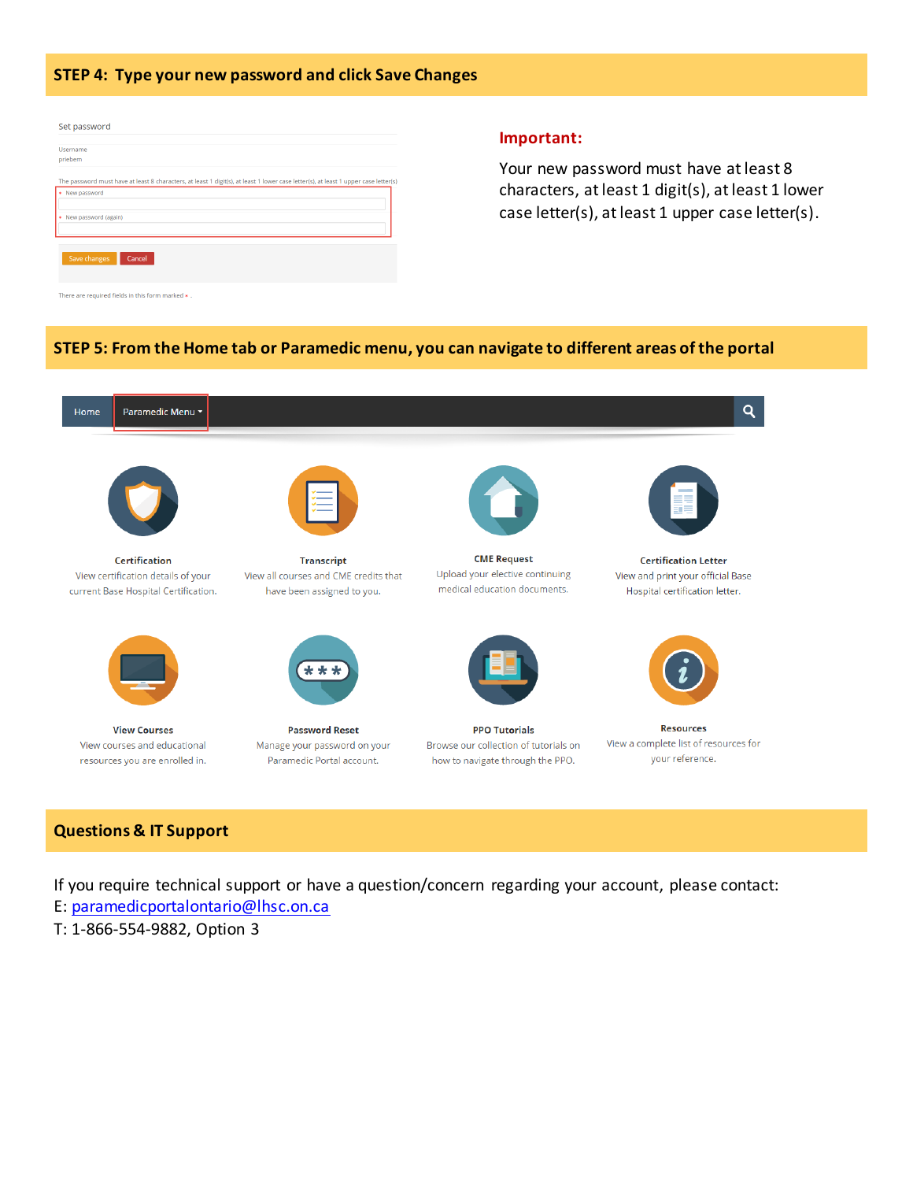## STEP 4: Type your new password and click Save Changes

Set password

Username
priebem

The password must have at least 8 characters, at least 1 digit(s), at least 1 lower case letter(s), at least 1 upper case letter(s)

* New password

* New password (again)

Save changes Cancel

There are required fields in this form marked * .

**Important:**

Your new password must have at least 8 characters, at least 1 digit(s), at least 1 lower case letter(s), at least 1 upper case letter(s).

## STEP 5: From the Home tab or Paramedic menu, you can navigate to different areas of the portal

Home | Paramedic Menu

**Certification**
View certification details of your current Base Hospital Certification.

**Transcript**
View all courses and CME credits that have been assigned to you.

**CME Request**
Upload your elective continuing medical education documents.

**Certification Letter**
View and print your official Base Hospital certification letter.

**View Courses**
View courses and educational resources you are enrolled in.

**Password Reset**
Manage your password on your Paramedic Portal account.

**PPO Tutorials**
Browse our collection of tutorials on how to navigate through the PPO.

**Resources**
View a complete list of resources for your reference.

## Questions & IT Support

If you require technical support or have a question/concern regarding your account, please contact:
E: paramedicportalontario@lhsc.on.ca
T: 1-866-554-9882, Option 3